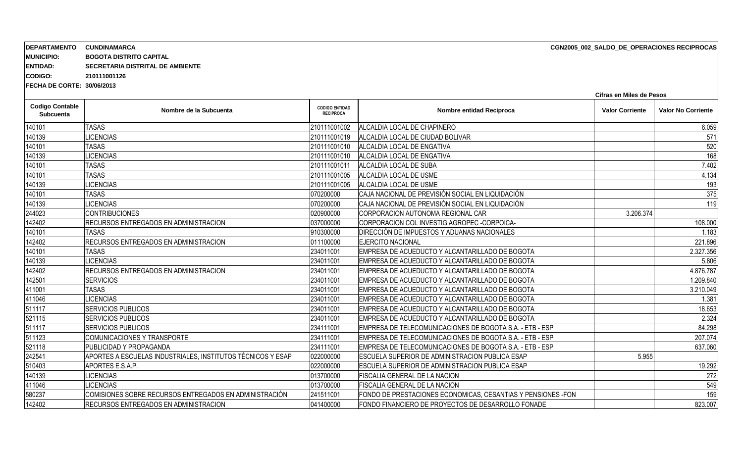**DEPARTAMENTO** **CUNDINAMARCA** **CGN2005_002_SALDO_DE_OPERACIONES RECIPROCAS**

**MUNICIPIO:** **BOGOTA DISTRITO CAPITAL**

**ENTIDAD:** **SECRETARIA DISTRITAL DE AMBIENTE**

**CODIGO:** **210111001126**

**FECHA DE CORTE: 30/06/2013**

**Cifras en Miles de Pesos**

| Codigo Contable Subcuenta | Nombre de la Subcuenta | CODIGO ENTIDAD RECIPROCA | Nombre entidad Reciproca | Valor Corriente | Valor No Corriente |
|---|---|---|---|---|---|
| 140101 | TASAS | 210111001002 | ALCALDIA LOCAL DE CHAPINERO | | 6.059 |
| 140139 | LICENCIAS | 210111001019 | ALCALDIA LOCAL DE CIUDAD BOLIVAR | | 571 |
| 140101 | TASAS | 210111001010 | ALCALDIA LOCAL DE ENGATIVA | | 520 |
| 140139 | LICENCIAS | 210111001010 | ALCALDIA LOCAL DE ENGATIVA | | 168 |
| 140101 | TASAS | 210111001011 | ALCALDIA LOCAL DE SUBA | | 7.402 |
| 140101 | TASAS | 210111001005 | ALCALDIA LOCAL DE USME | | 4.134 |
| 140139 | LICENCIAS | 210111001005 | ALCALDIA LOCAL DE USME | | 193 |
| 140101 | TASAS | 070200000 | CAJA NACIONAL DE PREVISIÓN SOCIAL EN LIQUIDACIÓN | | 375 |
| 140139 | LICENCIAS | 070200000 | CAJA NACIONAL DE PREVISIÓN SOCIAL EN LIQUIDACIÓN | | 119 |
| 244023 | CONTRIBUCIONES | 020900000 | CORPORACION AUTONOMA REGIONAL CAR | 3.206.374 | |
| 142402 | RECURSOS ENTREGADOS EN ADMINISTRACION | 037000000 | CORPORACION COL INVESTIG AGROPEC -CORPOICA- | | 108.000 |
| 140101 | TASAS | 910300000 | DIRECCIÓN DE IMPUESTOS Y ADUANAS NACIONALES | | 1.183 |
| 142402 | RECURSOS ENTREGADOS EN ADMINISTRACION | 011100000 | EJERCITO NACIONAL | | 221.896 |
| 140101 | TASAS | 234011001 | EMPRESA DE ACUEDUCTO Y ALCANTARILLADO DE BOGOTA | | 2.327.356 |
| 140139 | LICENCIAS | 234011001 | EMPRESA DE ACUEDUCTO Y ALCANTARILLADO DE BOGOTA | | 5.806 |
| 142402 | RECURSOS ENTREGADOS EN ADMINISTRACION | 234011001 | EMPRESA DE ACUEDUCTO Y ALCANTARILLADO DE BOGOTA | | 4.876.787 |
| 142501 | SERVICIOS | 234011001 | EMPRESA DE ACUEDUCTO Y ALCANTARILLADO DE BOGOTA | | 1.209.840 |
| 411001 | TASAS | 234011001 | EMPRESA DE ACUEDUCTO Y ALCANTARILLADO DE BOGOTA | | 3.210.049 |
| 411046 | LICENCIAS | 234011001 | EMPRESA DE ACUEDUCTO Y ALCANTARILLADO DE BOGOTA | | 1.381 |
| 511117 | SERVICIOS PUBLICOS | 234011001 | EMPRESA DE ACUEDUCTO Y ALCANTARILLADO DE BOGOTA | | 18.653 |
| 521115 | SERVICIOS PUBLICOS | 234011001 | EMPRESA DE ACUEDUCTO Y ALCANTARILLADO DE BOGOTA | | 2.324 |
| 511117 | SERVICIOS PUBLICOS | 234111001 | EMPRESA DE TELECOMUNICACIONES DE BOGOTA S.A. - ETB - ESP | | 84.298 |
| 511123 | COMUNICACIONES Y TRANSPORTE | 234111001 | EMPRESA DE TELECOMUNICACIONES DE BOGOTA S.A. - ETB - ESP | | 207.074 |
| 521118 | PUBLICIDAD Y PROPAGANDA | 234111001 | EMPRESA DE TELECOMUNICACIONES DE BOGOTA S.A. - ETB - ESP | | 637.060 |
| 242541 | APORTES A ESCUELAS INDUSTRIALES, INSTITUTOS TÉCNICOS Y ESAP | 022000000 | ESCUELA SUPERIOR DE ADMINISTRACION PUBLICA ESAP | 5.955 | |
| 510403 | APORTES E.S.A.P. | 022000000 | ESCUELA SUPERIOR DE ADMINISTRACION PUBLICA ESAP | | 19.292 |
| 140139 | LICENCIAS | 013700000 | FISCALIA GENERAL DE LA NACION | | 272 |
| 411046 | LICENCIAS | 013700000 | FISCALIA GENERAL DE LA NACION | | 549 |
| 580237 | COMISIONES SOBRE RECURSOS ENTREGADOS EN ADMINISTRACIÓN | 241511001 | FONDO DE PRESTACIONES ECONOMICAS, CESANTIAS Y PENSIONES -FON | | 159 |
| 142402 | RECURSOS ENTREGADOS EN ADMINISTRACION | 041400000 | FONDO FINANCIERO DE PROYECTOS DE DESARROLLO FONADE | | 823.007 |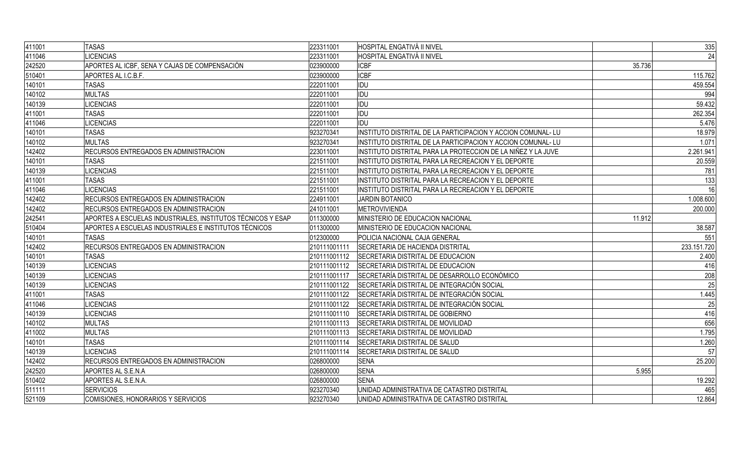| | | | | | |
|---|---|---|---|---|---|
| 411001 | TASAS | 223311001 | HOSPITAL ENGATIVÁ II NIVEL | | 335 |
| 411046 | LICENCIAS | 223311001 | HOSPITAL ENGATIVÁ II NIVEL | | 24 |
| 242520 | APORTES AL ICBF, SENA Y CAJAS DE COMPENSACIÓN | 023900000 | ICBF | 35.736 | |
| 510401 | APORTES AL I.C.B.F. | 023900000 | ICBF | | 115.762 |
| 140101 | TASAS | 222011001 | IDU | | 459.554 |
| 140102 | MULTAS | 222011001 | IDU | | 994 |
| 140139 | LICENCIAS | 222011001 | IDU | | 59.432 |
| 411001 | TASAS | 222011001 | IDU | | 262.354 |
| 411046 | LICENCIAS | 222011001 | IDU | | 5.476 |
| 140101 | TASAS | 923270341 | INSTITUTO DISTRITAL DE LA PARTICIPACION Y ACCION COMUNAL- LU | | 18.979 |
| 140102 | MULTAS | 923270341 | INSTITUTO DISTRITAL DE LA PARTICIPACION Y ACCION COMUNAL- LU | | 1.071 |
| 142402 | RECURSOS ENTREGADOS EN ADMINISTRACION | 223011001 | INSTITUTO DISTRITAL PARA LA PROTECCION DE LA NIÑEZ Y LA JUVE | | 2.261.941 |
| 140101 | TASAS | 221511001 | INSTITUTO DISTRITAL PARA LA RECREACION Y EL DEPORTE | | 20.559 |
| 140139 | LICENCIAS | 221511001 | INSTITUTO DISTRITAL PARA LA RECREACION Y EL DEPORTE | | 781 |
| 411001 | TASAS | 221511001 | INSTITUTO DISTRITAL PARA LA RECREACION Y EL DEPORTE | | 133 |
| 411046 | LICENCIAS | 221511001 | INSTITUTO DISTRITAL PARA LA RECREACION Y EL DEPORTE | | 16 |
| 142402 | RECURSOS ENTREGADOS EN ADMINISTRACION | 224911001 | JARDIN BOTANICO | | 1.008.600 |
| 142402 | RECURSOS ENTREGADOS EN ADMINISTRACION | 241011001 | METROVIVIENDA | | 200.000 |
| 242541 | APORTES A ESCUELAS INDUSTRIALES, INSTITUTOS TÉCNICOS Y ESAP | 011300000 | MINISTERIO DE EDUCACION NACIONAL | 11.912 | |
| 510404 | APORTES A ESCUELAS INDUSTRIALES E INSTITUTOS TÉCNICOS | 011300000 | MINISTERIO DE EDUCACION NACIONAL | | 38.587 |
| 140101 | TASAS | 012300000 | POLICIA NACIONAL CAJA GENERAL | | 551 |
| 142402 | RECURSOS ENTREGADOS EN ADMINISTRACION | 210111001111 | SECRETARIA DE HACIENDA DISTRITAL | | 233.151.720 |
| 140101 | TASAS | 210111001112 | SECRETARIA DISTRITAL DE EDUCACION | | 2.400 |
| 140139 | LICENCIAS | 210111001112 | SECRETARIA DISTRITAL DE EDUCACION | | 416 |
| 140139 | LICENCIAS | 210111001117 | SECRETARÍA DISTRITAL DE DESARROLLO ECONÓMICO | | 208 |
| 140139 | LICENCIAS | 210111001122 | SECRETARÍA DISTRITAL DE INTEGRACIÓN SOCIAL | | 25 |
| 411001 | TASAS | 210111001122 | SECRETARÍA DISTRITAL DE INTEGRACIÓN SOCIAL | | 1.445 |
| 411046 | LICENCIAS | 210111001122 | SECRETARÍA DISTRITAL DE INTEGRACIÓN SOCIAL | | 25 |
| 140139 | LICENCIAS | 210111001110 | SECRETARÍA DISTRITAL DE GOBIERNO | | 416 |
| 140102 | MULTAS | 210111001113 | SECRETARIA DISTRITAL DE MOVILIDAD | | 656 |
| 411002 | MULTAS | 210111001113 | SECRETARIA DISTRITAL DE MOVILIDAD | | 1.795 |
| 140101 | TASAS | 210111001114 | SECRETARIA DISTRITAL DE SALUD | | 1.260 |
| 140139 | LICENCIAS | 210111001114 | SECRETARIA DISTRITAL DE SALUD | | 57 |
| 142402 | RECURSOS ENTREGADOS EN ADMINISTRACION | 026800000 | SENA | | 25.200 |
| 242520 | APORTES AL S.E.N.A | 026800000 | SENA | 5.955 | |
| 510402 | APORTES AL S.E.N.A. | 026800000 | SENA | | 19.292 |
| 511111 | SERVICIOS | 923270340 | UNIDAD ADMINISTRATIVA DE CATASTRO DISTRITAL | | 465 |
| 521109 | COMISIONES, HONORARIOS Y SERVICIOS | 923270340 | UNIDAD ADMINISTRATIVA DE CATASTRO DISTRITAL | | 12.864 |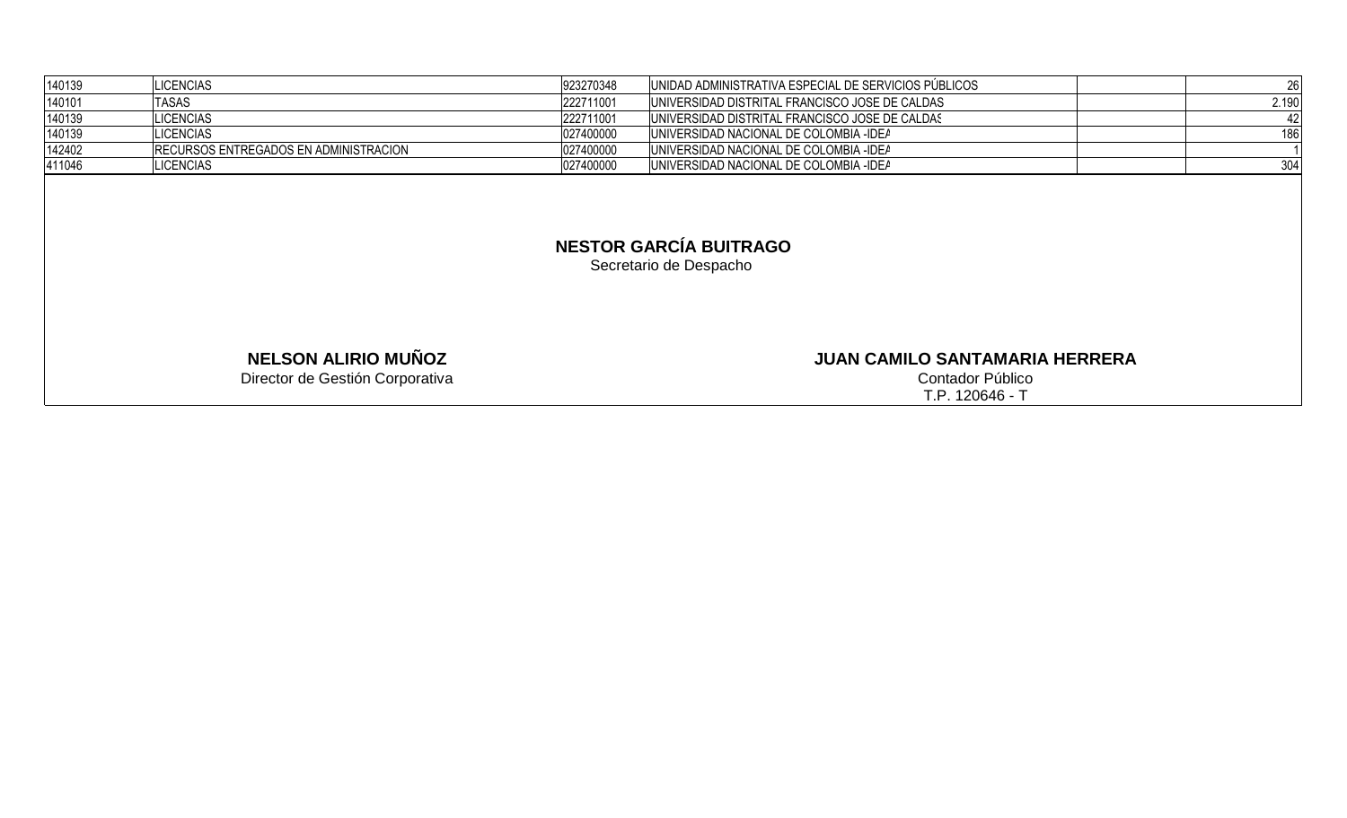| | | | | | |
|---|---|---|---|---|---|
| 140139 | LICENCIAS | 923270348 | UNIDAD ADMINISTRATIVA ESPECIAL DE SERVICIOS PÚBLICOS | | 26 |
| 140101 | TASAS | 222711001 | UNIVERSIDAD DISTRITAL FRANCISCO JOSE DE CALDAS | | 2.190 |
| 140139 | LICENCIAS | 222711001 | UNIVERSIDAD DISTRITAL FRANCISCO JOSE DE CALDAS | | 42 |
| 140139 | LICENCIAS | 027400000 | UNIVERSIDAD NACIONAL DE COLOMBIA -IDEA | | 186 |
| 142402 | RECURSOS ENTREGADOS EN ADMINISTRACION | 027400000 | UNIVERSIDAD NACIONAL DE COLOMBIA -IDEA | | 1 |
| 411046 | LICENCIAS | 027400000 | UNIVERSIDAD NACIONAL DE COLOMBIA -IDEA | | 304 |

**NESTOR GARCÍA BUITRAGO**
Secretario de Despacho

**NELSON ALIRIO MUÑOZ**
Director de Gestión Corporativa

**JUAN CAMILO SANTAMARIA HERRERA**
Contador Público
T.P. 120646 - T